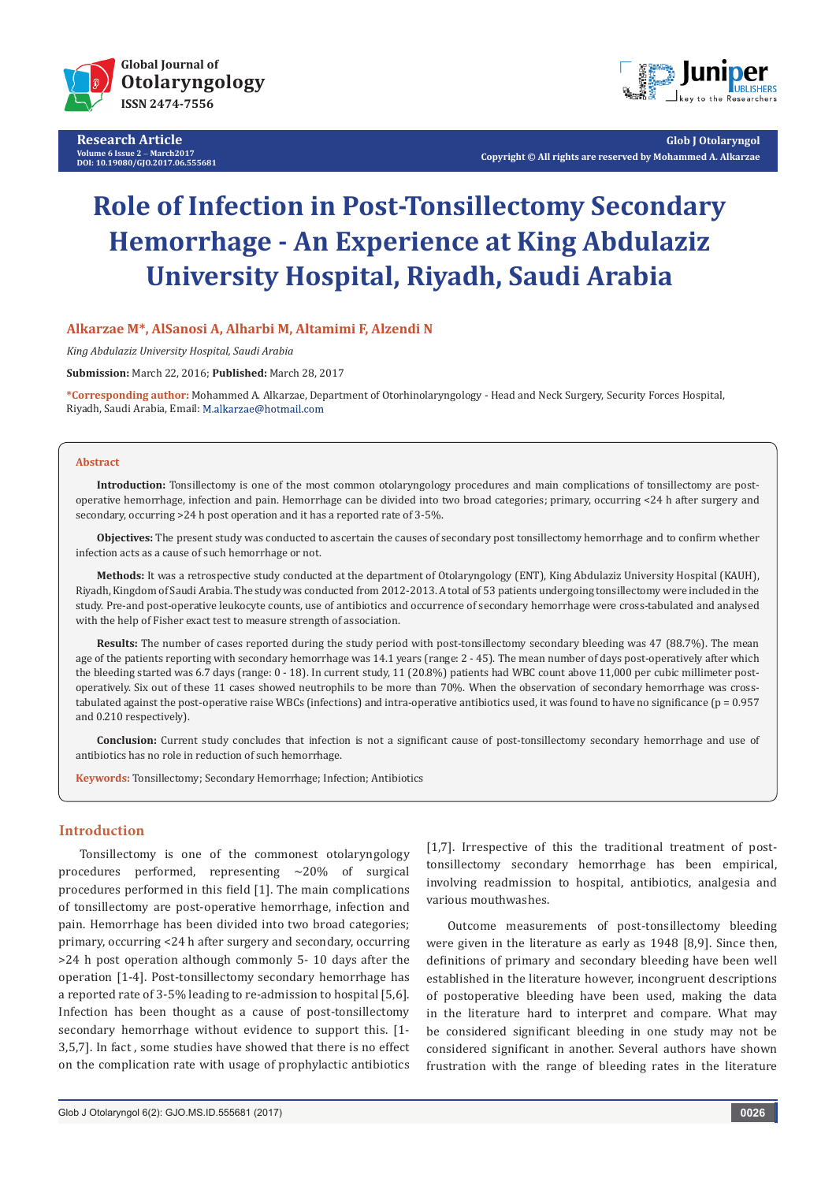Research Article

# Role of Infection in Post-Tonsillectomy Secondary Hemorrhage - An Experience at King Abdulaziz University Hospital, Riyadh, Saudi Arabia

**Alkarzae M*, AlSanosi A, Alharbi M, Altamimi F, Alzendi N**

*King Abdulaziz University Hospital, Saudi Arabia*

**Submission:** March 22, 2016; **Published:** March 28, 2017

***Corresponding author:** Mohammed A. Alkarzae, Department of Otorhinolaryngology - Head and Neck Surgery, Security Forces Hospital, Riyadh, Saudi Arabia, Email: M.alkarzae@hotmail.com

## Abstract

**Introduction:** Tonsillectomy is one of the most common otolaryngology procedures and main complications of tonsillectomy are post-operative hemorrhage, infection and pain. Hemorrhage can be divided into two broad categories; primary, occurring <24 h after surgery and secondary, occurring >24 h post operation and it has a reported rate of 3-5%.

**Objectives:** The present study was conducted to ascertain the causes of secondary post tonsillectomy hemorrhage and to confirm whether infection acts as a cause of such hemorrhage or not.

**Methods:** It was a retrospective study conducted at the department of Otolaryngology (ENT), King Abdulaziz University Hospital (KAUH), Riyadh, Kingdom of Saudi Arabia. The study was conducted from 2012-2013. A total of 53 patients undergoing tonsillectomy were included in the study. Pre-and post-operative leukocyte counts, use of antibiotics and occurrence of secondary hemorrhage were cross-tabulated and analysed with the help of Fisher exact test to measure strength of association.

**Results:** The number of cases reported during the study period with post-tonsillectomy secondary bleeding was 47 (88.7%). The mean age of the patients reporting with secondary hemorrhage was 14.1 years (range: 2 - 45). The mean number of days post-operatively after which the bleeding started was 6.7 days (range: 0 - 18). In current study, 11 (20.8%) patients had WBC count above 11,000 per cubic millimeter post-operatively. Six out of these 11 cases showed neutrophils to be more than 70%. When the observation of secondary hemorrhage was cross-tabulated against the post-operative raise WBCs (infections) and intra-operative antibiotics used, it was found to have no significance (p = 0.957 and 0.210 respectively).

**Conclusion:** Current study concludes that infection is not a significant cause of post-tonsillectomy secondary hemorrhage and use of antibiotics has no role in reduction of such hemorrhage.

**Keywords:** Tonsillectomy; Secondary Hemorrhage; Infection; Antibiotics

## Introduction

Tonsillectomy is one of the commonest otolaryngology procedures performed, representing ~20% of surgical procedures performed in this field [1]. The main complications of tonsillectomy are post-operative hemorrhage, infection and pain. Hemorrhage has been divided into two broad categories; primary, occurring <24 h after surgery and secondary, occurring >24 h post operation although commonly 5- 10 days after the operation [1-4]. Post-tonsillectomy secondary hemorrhage has a reported rate of 3-5% leading to re-admission to hospital [5,6]. Infection has been thought as a cause of post-tonsillectomy secondary hemorrhage without evidence to support this. [1-3,5,7]. In fact , some studies have showed that there is no effect on the complication rate with usage of prophylactic antibiotics [1,7]. Irrespective of this the traditional treatment of post-tonsillectomy secondary hemorrhage has been empirical, involving readmission to hospital, antibiotics, analgesia and various mouthwashes.

Outcome measurements of post-tonsillectomy bleeding were given in the literature as early as 1948 [8,9]. Since then, definitions of primary and secondary bleeding have been well established in the literature however, incongruent descriptions of postoperative bleeding have been used, making the data in the literature hard to interpret and compare. What may be considered significant bleeding in one study may not be considered significant in another. Several authors have shown frustration with the range of bleeding rates in the literature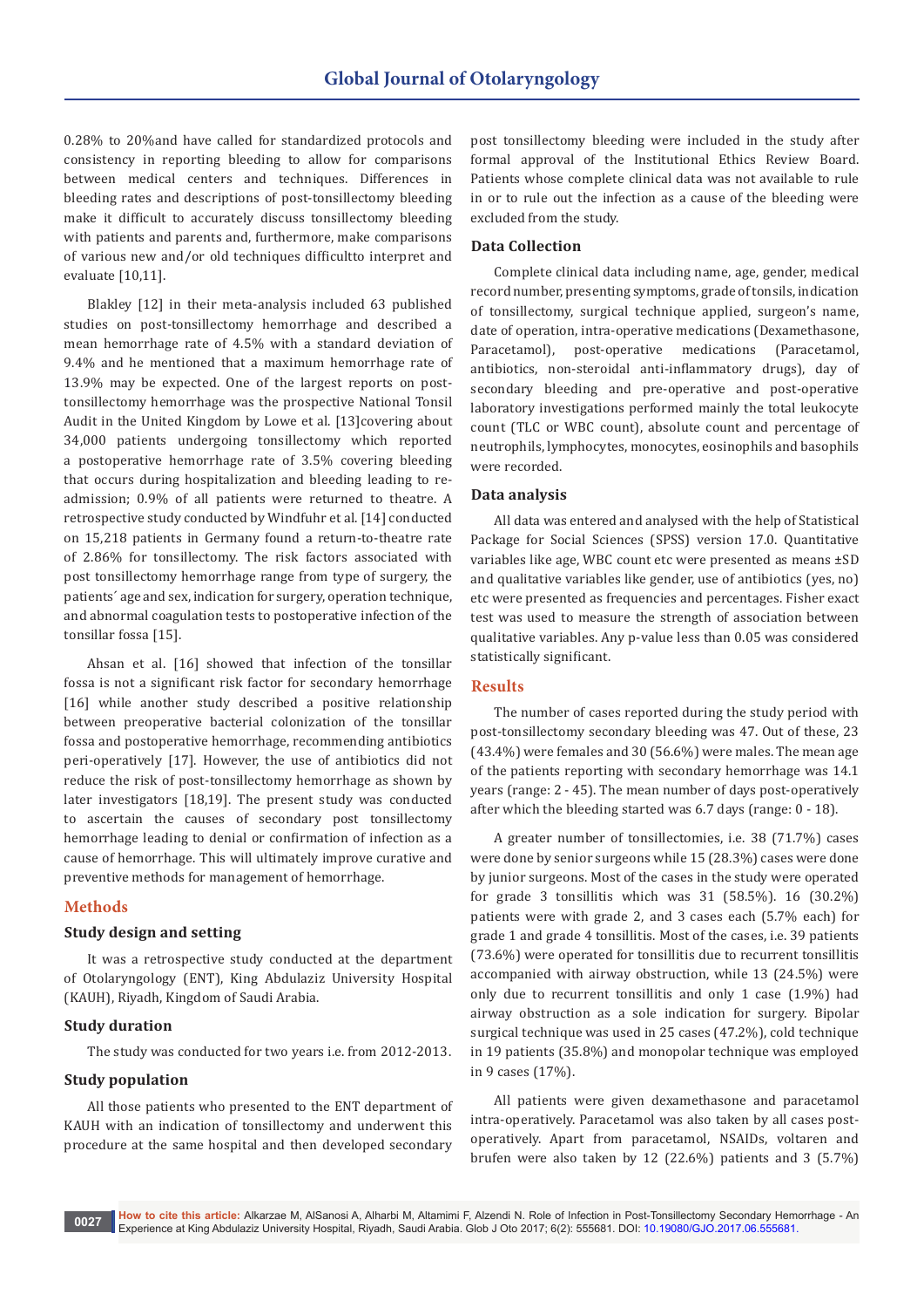0.28% to 20%and have called for standardized protocols and consistency in reporting bleeding to allow for comparisons between medical centers and techniques. Differences in bleeding rates and descriptions of post-tonsillectomy bleeding make it difficult to accurately discuss tonsillectomy bleeding with patients and parents and, furthermore, make comparisons of various new and/or old techniques difficultto interpret and evaluate [10,11].

Blakley [12] in their meta-analysis included 63 published studies on post-tonsillectomy hemorrhage and described a mean hemorrhage rate of 4.5% with a standard deviation of 9.4% and he mentioned that a maximum hemorrhage rate of 13.9% may be expected. One of the largest reports on post-tonsillectomy hemorrhage was the prospective National Tonsil Audit in the United Kingdom by Lowe et al. [13]covering about 34,000 patients undergoing tonsillectomy which reported a postoperative hemorrhage rate of 3.5% covering bleeding that occurs during hospitalization and bleeding leading to re-admission; 0.9% of all patients were returned to theatre. A retrospective study conducted by Windfuhr et al. [14] conducted on 15,218 patients in Germany found a return-to-theatre rate of 2.86% for tonsillectomy. The risk factors associated with post tonsillectomy hemorrhage range from type of surgery, the patients´ age and sex, indication for surgery, operation technique, and abnormal coagulation tests to postoperative infection of the tonsillar fossa [15].

Ahsan et al. [16] showed that infection of the tonsillar fossa is not a significant risk factor for secondary hemorrhage [16] while another study described a positive relationship between preoperative bacterial colonization of the tonsillar fossa and postoperative hemorrhage, recommending antibiotics peri-operatively [17]. However, the use of antibiotics did not reduce the risk of post-tonsillectomy hemorrhage as shown by later investigators [18,19]. The present study was conducted to ascertain the causes of secondary post tonsillectomy hemorrhage leading to denial or confirmation of infection as a cause of hemorrhage. This will ultimately improve curative and preventive methods for management of hemorrhage.

## Methods

### Study design and setting

It was a retrospective study conducted at the department of Otolaryngology (ENT), King Abdulaziz University Hospital (KAUH), Riyadh, Kingdom of Saudi Arabia.

### Study duration

The study was conducted for two years i.e. from 2012-2013.

### Study population

All those patients who presented to the ENT department of KAUH with an indication of tonsillectomy and underwent this procedure at the same hospital and then developed secondary post tonsillectomy bleeding were included in the study after formal approval of the Institutional Ethics Review Board. Patients whose complete clinical data was not available to rule in or to rule out the infection as a cause of the bleeding were excluded from the study.

### Data Collection

Complete clinical data including name, age, gender, medical record number, presenting symptoms, grade of tonsils, indication of tonsillectomy, surgical technique applied, surgeon's name, date of operation, intra-operative medications (Dexamethasone, Paracetamol), post-operative medications (Paracetamol, antibiotics, non-steroidal anti-inflammatory drugs), day of secondary bleeding and pre-operative and post-operative laboratory investigations performed mainly the total leukocyte count (TLC or WBC count), absolute count and percentage of neutrophils, lymphocytes, monocytes, eosinophils and basophils were recorded.

### Data analysis

All data was entered and analysed with the help of Statistical Package for Social Sciences (SPSS) version 17.0. Quantitative variables like age, WBC count etc were presented as means ±SD and qualitative variables like gender, use of antibiotics (yes, no) etc were presented as frequencies and percentages. Fisher exact test was used to measure the strength of association between qualitative variables. Any p-value less than 0.05 was considered statistically significant.

## Results

The number of cases reported during the study period with post-tonsillectomy secondary bleeding was 47. Out of these, 23 (43.4%) were females and 30 (56.6%) were males. The mean age of the patients reporting with secondary hemorrhage was 14.1 years (range: 2 - 45). The mean number of days post-operatively after which the bleeding started was 6.7 days (range: 0 - 18).

A greater number of tonsillectomies, i.e. 38 (71.7%) cases were done by senior surgeons while 15 (28.3%) cases were done by junior surgeons. Most of the cases in the study were operated for grade 3 tonsillitis which was 31 (58.5%). 16 (30.2%) patients were with grade 2, and 3 cases each (5.7% each) for grade 1 and grade 4 tonsillitis. Most of the cases, i.e. 39 patients (73.6%) were operated for tonsillitis due to recurrent tonsillitis accompanied with airway obstruction, while 13 (24.5%) were only due to recurrent tonsillitis and only 1 case (1.9%) had airway obstruction as a sole indication for surgery. Bipolar surgical technique was used in 25 cases (47.2%), cold technique in 19 patients (35.8%) and monopolar technique was employed in 9 cases (17%).

All patients were given dexamethasone and paracetamol intra-operatively. Paracetamol was also taken by all cases post-operatively. Apart from paracetamol, NSAIDs, voltaren and brufen were also taken by 12 (22.6%) patients and 3 (5.7%)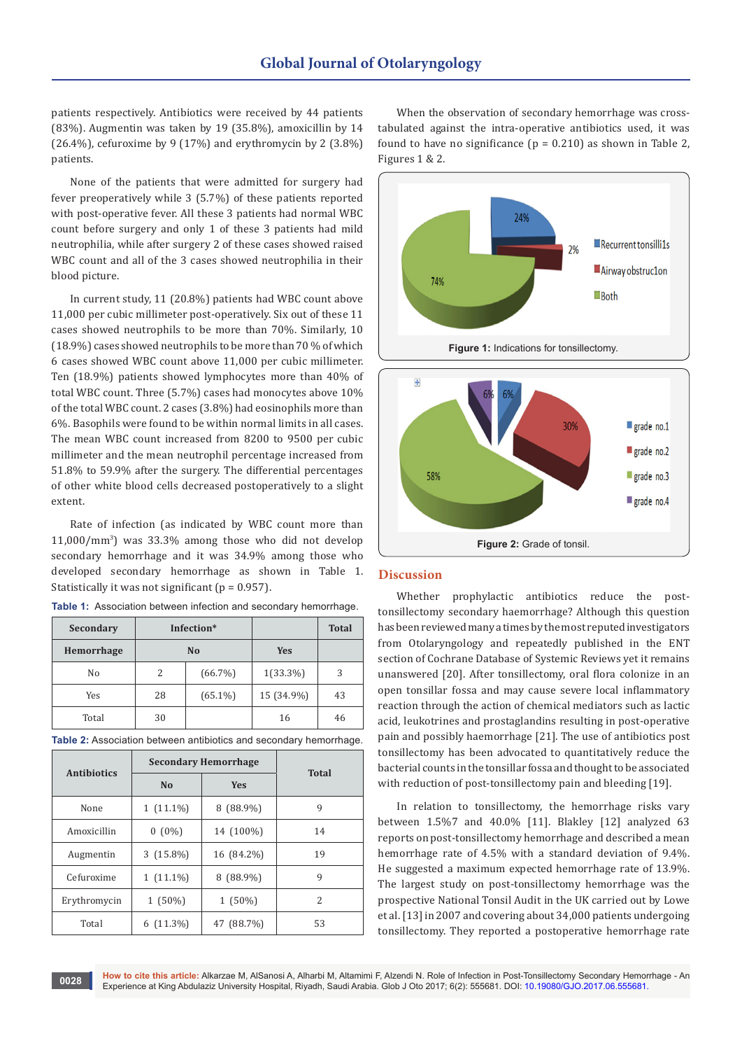patients respectively. Antibiotics were received by 44 patients (83%). Augmentin was taken by 19 (35.8%), amoxicillin by 14 (26.4%), cefuroxime by 9 (17%) and erythromycin by 2 (3.8%) patients.

None of the patients that were admitted for surgery had fever preoperatively while 3 (5.7%) of these patients reported with post-operative fever. All these 3 patients had normal WBC count before surgery and only 1 of these 3 patients had mild neutrophilia, while after surgery 2 of these cases showed raised WBC count and all of the 3 cases showed neutrophilia in their blood picture.

In current study, 11 (20.8%) patients had WBC count above 11,000 per cubic millimeter post-operatively. Six out of these 11 cases showed neutrophils to be more than 70%. Similarly, 10 (18.9%) cases showed neutrophils to be more than 70 % of which 6 cases showed WBC count above 11,000 per cubic millimeter. Ten (18.9%) patients showed lymphocytes more than 40% of total WBC count. Three (5.7%) cases had monocytes above 10% of the total WBC count. 2 cases (3.8%) had eosinophils more than 6%. Basophils were found to be within normal limits in all cases. The mean WBC count increased from 8200 to 9500 per cubic millimeter and the mean neutrophil percentage increased from 51.8% to 59.9% after the surgery. The differential percentages of other white blood cells decreased postoperatively to a slight extent.

Rate of infection (as indicated by WBC count more than 11,000/mm$^3$) was 33.3% among those who did not develop secondary hemorrhage and it was 34.9% among those who developed secondary hemorrhage as shown in Table 1. Statistically it was not significant (p = 0.957).

**Table 1:** Association between infection and secondary hemorrhage.

| Secondary | Infection* | | | Total |
|---|---|---|---|---|
| Hemorrhage | No | | Yes | |
| No | 2 | (66.7%) | 1(33.3%) | 3 |
| Yes | 28 | (65.1%) | 15 (34.9%) | 43 |
| Total | 30 | | 16 | 46 |

**Table 2:** Association between antibiotics and secondary hemorrhage.

| Antibiotics | Secondary Hemorrhage | | Total |
|---|---|---|---|
| | No | Yes | |
| None | 1 (11.1%) | 8 (88.9%) | 9 |
| Amoxicillin | 0 (0%) | 14 (100%) | 14 |
| Augmentin | 3 (15.8%) | 16 (84.2%) | 19 |
| Cefuroxime | 1 (11.1%) | 8 (88.9%) | 9 |
| Erythromycin | 1 (50%) | 1 (50%) | 2 |
| Total | 6 (11.3%) | 47 (88.7%) | 53 |

When the observation of secondary hemorrhage was cross-tabulated against the intra-operative antibiotics used, it was found to have no significance (p = 0.210) as shown in Table 2, Figures 1 & 2.

**Figure 1:** Indications for tonsillectomy.

**Figure 2:** Grade of tonsil.

## Discussion

Whether prophylactic antibiotics reduce the post-tonsillectomy secondary haemorrhage? Although this question has been reviewed many a times by the most reputed investigators from Otolaryngology and repeatedly published in the ENT section of Cochrane Database of Systemic Reviews yet it remains unanswered [20]. After tonsillectomy, oral flora colonize in an open tonsillar fossa and may cause severe local inflammatory reaction through the action of chemical mediators such as lactic acid, leukotrines and prostaglandins resulting in post-operative pain and possibly haemorrhage [21]. The use of antibiotics post tonsillectomy has been advocated to quantitatively reduce the bacterial counts in the tonsillar fossa and thought to be associated with reduction of post-tonsillectomy pain and bleeding [19].

In relation to tonsillectomy, the hemorrhage risks vary between 1.5%7 and 40.0% [11]. Blakley [12] analyzed 63 reports on post-tonsillectomy hemorrhage and described a mean hemorrhage rate of 4.5% with a standard deviation of 9.4%. He suggested a maximum expected hemorrhage rate of 13.9%. The largest study on post-tonsillectomy hemorrhage was the prospective National Tonsil Audit in the UK carried out by Lowe et al. [13] in 2007 and covering about 34,000 patients undergoing tonsillectomy. They reported a postoperative hemorrhage rate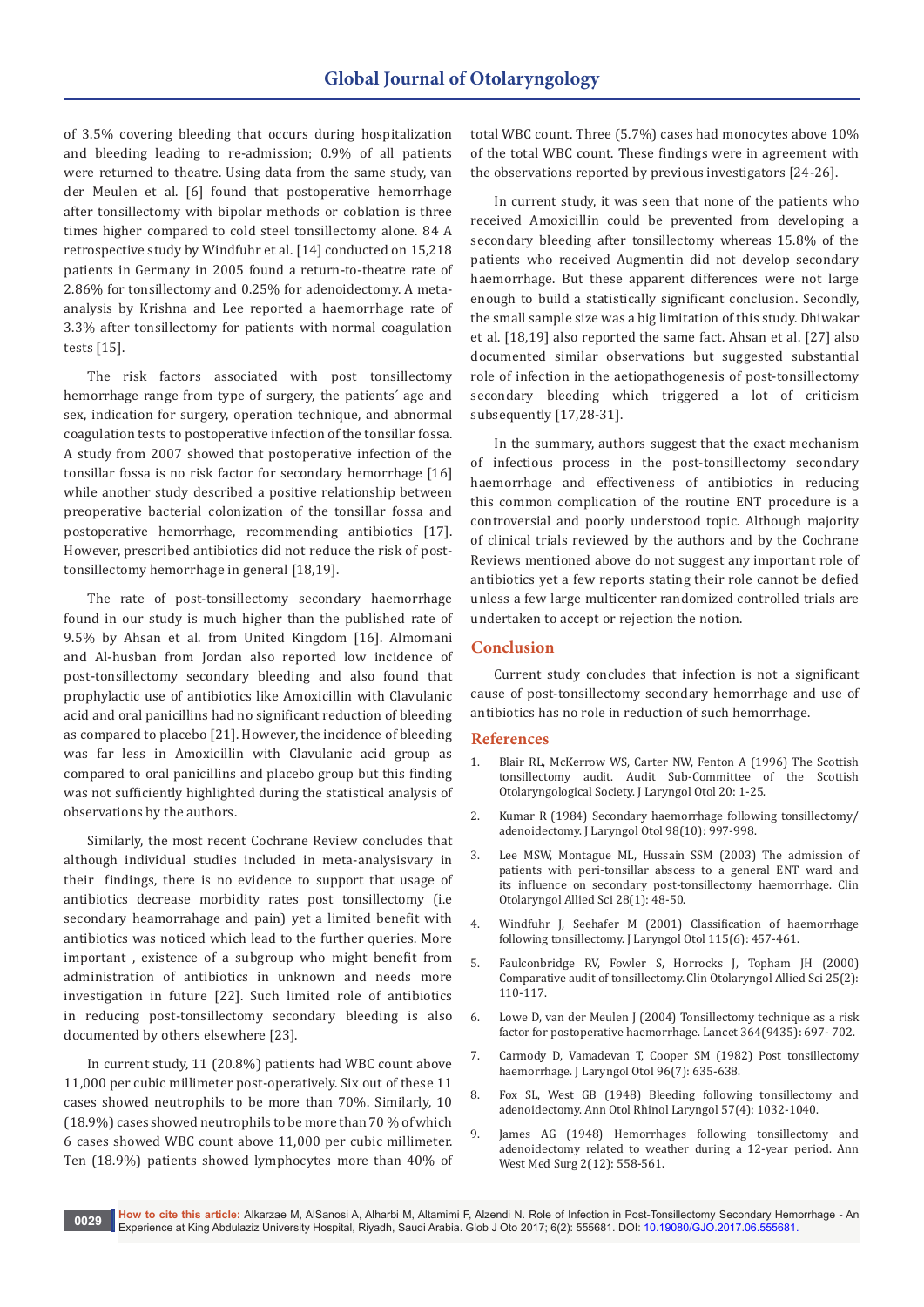of 3.5% covering bleeding that occurs during hospitalization and bleeding leading to re-admission; 0.9% of all patients were returned to theatre. Using data from the same study, van der Meulen et al. [6] found that postoperative hemorrhage after tonsillectomy with bipolar methods or coblation is three times higher compared to cold steel tonsillectomy alone. 84 A retrospective study by Windfuhr et al. [14] conducted on 15,218 patients in Germany in 2005 found a return-to-theatre rate of 2.86% for tonsillectomy and 0.25% for adenoidectomy. A meta-analysis by Krishna and Lee reported a haemorrhage rate of 3.3% after tonsillectomy for patients with normal coagulation tests [15].

The risk factors associated with post tonsillectomy hemorrhage range from type of surgery, the patients´ age and sex, indication for surgery, operation technique, and abnormal coagulation tests to postoperative infection of the tonsillar fossa. A study from 2007 showed that postoperative infection of the tonsillar fossa is no risk factor for secondary hemorrhage [16] while another study described a positive relationship between preoperative bacterial colonization of the tonsillar fossa and postoperative hemorrhage, recommending antibiotics [17]. However, prescribed antibiotics did not reduce the risk of post-tonsillectomy hemorrhage in general [18,19].

The rate of post-tonsillectomy secondary haemorrhage found in our study is much higher than the published rate of 9.5% by Ahsan et al. from United Kingdom [16]. Almomani and Al-husban from Jordan also reported low incidence of post-tonsillectomy secondary bleeding and also found that prophylactic use of antibiotics like Amoxicillin with Clavulanic acid and oral panicillins had no significant reduction of bleeding as compared to placebo [21]. However, the incidence of bleeding was far less in Amoxicillin with Clavulanic acid group as compared to oral panicillins and placebo group but this finding was not sufficiently highlighted during the statistical analysis of observations by the authors.

Similarly, the most recent Cochrane Review concludes that although individual studies included in meta-analysisvary in their findings, there is no evidence to support that usage of antibiotics decrease morbidity rates post tonsillectomy (i.e secondary heamorrahage and pain) yet a limited benefit with antibiotics was noticed which lead to the further queries. More important , existence of a subgroup who might benefit from administration of antibiotics in unknown and needs more investigation in future [22]. Such limited role of antibiotics in reducing post-tonsillectomy secondary bleeding is also documented by others elsewhere [23].

In current study, 11 (20.8%) patients had WBC count above 11,000 per cubic millimeter post-operatively. Six out of these 11 cases showed neutrophils to be more than 70%. Similarly, 10 (18.9%) cases showed neutrophils to be more than 70 % of which 6 cases showed WBC count above 11,000 per cubic millimeter. Ten (18.9%) patients showed lymphocytes more than 40% of total WBC count. Three (5.7%) cases had monocytes above 10% of the total WBC count. These findings were in agreement with the observations reported by previous investigators [24-26].

In current study, it was seen that none of the patients who received Amoxicillin could be prevented from developing a secondary bleeding after tonsillectomy whereas 15.8% of the patients who received Augmentin did not develop secondary haemorrhage. But these apparent differences were not large enough to build a statistically significant conclusion. Secondly, the small sample size was a big limitation of this study. Dhiwakar et al. [18,19] also reported the same fact. Ahsan et al. [27] also documented similar observations but suggested substantial role of infection in the aetiopathogenesis of post-tonsillectomy secondary bleeding which triggered a lot of criticism subsequently [17,28-31].

In the summary, authors suggest that the exact mechanism of infectious process in the post-tonsillectomy secondary haemorrhage and effectiveness of antibiotics in reducing this common complication of the routine ENT procedure is a controversial and poorly understood topic. Although majority of clinical trials reviewed by the authors and by the Cochrane Reviews mentioned above do not suggest any important role of antibiotics yet a few reports stating their role cannot be defied unless a few large multicenter randomized controlled trials are undertaken to accept or rejection the notion.

## Conclusion

Current study concludes that infection is not a significant cause of post-tonsillectomy secondary hemorrhage and use of antibiotics has no role in reduction of such hemorrhage.

## References

1. Blair RL, McKerrow WS, Carter NW, Fenton A (1996) The Scottish tonsillectomy audit. Audit Sub-Committee of the Scottish Otolaryngological Society. J Laryngol Otol 20: 1-25.
2. Kumar R (1984) Secondary haemorrhage following tonsillectomy/adenoidectomy. J Laryngol Otol 98(10): 997-998.
3. Lee MSW, Montague ML, Hussain SSM (2003) The admission of patients with peri-tonsillar abscess to a general ENT ward and its influence on secondary post-tonsillectomy haemorrhage. Clin Otolaryngol Allied Sci 28(1): 48-50.
4. Windfuhr J, Seehafer M (2001) Classification of haemorrhage following tonsillectomy. J Laryngol Otol 115(6): 457-461.
5. Faulconbridge RV, Fowler S, Horrocks J, Topham JH (2000) Comparative audit of tonsillectomy. Clin Otolaryngol Allied Sci 25(2): 110-117.
6. Lowe D, van der Meulen J (2004) Tonsillectomy technique as a risk factor for postoperative haemorrhage. Lancet 364(9435): 697- 702.
7. Carmody D, Vamadevan T, Cooper SM (1982) Post tonsillectomy haemorrhage. J Laryngol Otol 96(7): 635-638.
8. Fox SL, West GB (1948) Bleeding following tonsillectomy and adenoidectomy. Ann Otol Rhinol Laryngol 57(4): 1032-1040.
9. James AG (1948) Hemorrhages following tonsillectomy and adenoidectomy related to weather during a 12-year period. Ann West Med Surg 2(12): 558-561.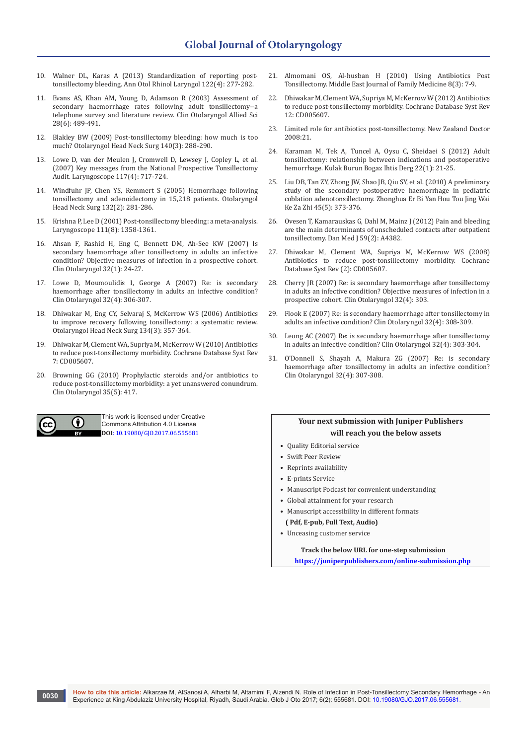10. Walner DL, Karas A (2013) Standardization of reporting post-tonsillectomy bleeding. Ann Otol Rhinol Laryngol 122(4): 277-282.

11. Evans AS, Khan AM, Young D, Adamson R (2003) Assessment of secondary haemorrhage rates following adult tonsillectomy--a telephone survey and literature review. Clin Otolaryngol Allied Sci 28(6): 489-491.

12. Blakley BW (2009) Post-tonsillectomy bleeding: how much is too much? Otolaryngol Head Neck Surg 140(3): 288-290.

13. Lowe D, van der Meulen J, Cromwell D, Lewsey J, Copley L, et al. (2007) Key messages from the National Prospective Tonsillectomy Audit. Laryngoscope 117(4): 717-724.

14. Windfuhr JP, Chen YS, Remmert S (2005) Hemorrhage following tonsillectomy and adenoidectomy in 15,218 patients. Otolaryngol Head Neck Surg 132(2): 281-286.

15. Krishna P, Lee D (2001) Post-tonsillectomy bleeding: a meta-analysis. Laryngoscope 111(8): 1358-1361.

16. Ahsan F, Rashid H, Eng C, Bennett DM, Ah-See KW (2007) Is secondary haemorrhage after tonsillectomy in adults an infective condition? Objective measures of infection in a prospective cohort. Clin Otolaryngol 32(1): 24-27.

17. Lowe D, Moumoulidis I, George A (2007) Re: is secondary haemorrhage after tonsillectomy in adults an infective condition? Clin Otolaryngol 32(4): 306-307.

18. Dhiwakar M, Eng CY, Selvaraj S, McKerrow WS (2006) Antibiotics to improve recovery following tonsillectomy: a systematic review. Otolaryngol Head Neck Surg 134(3): 357-364.

19. Dhiwakar M, Clement WA, Supriya M, McKerrow W (2010) Antibiotics to reduce post-tonsillectomy morbidity. Cochrane Database Syst Rev 7: CD005607.

20. Browning GG (2010) Prophylactic steroids and/or antibiotics to reduce post-tonsillectomy morbidity: a yet unanswered conundrum. Clin Otolaryngol 35(5): 417.

21. Almomani OS, Al-husban H (2010) Using Antibiotics Post Tonsillectomy. Middle East Journal of Family Medicine 8(3): 7-9.

22. Dhiwakar M, Clement WA, Supriya M, McKerrow W (2012) Antibiotics to reduce post-tonsillectomy morbidity. Cochrane Database Syst Rev 12: CD005607.

23. Limited role for antibiotics post-tonsillectomy. New Zealand Doctor 2008:21.

24. Karaman M, Tek A, Tuncel A, Oysu C, Sheidaei S (2012) Adult tonsillectomy: relationship between indications and postoperative hemorrhage. Kulak Burun Bogaz Ihtis Derg 22(1): 21-25.

25. Liu DB, Tan ZY, Zhong JW, Shao JB, Qiu SY, et al. (2010) A preliminary study of the secondary postoperative haemorrhage in pediatric coblation adenotonsillectomy. Zhonghua Er Bi Yan Hou Tou Jing Wai Ke Za Zhi 45(5): 373-376.

26. Ovesen T, Kamarauskas G, Dahl M, Mainz J (2012) Pain and bleeding are the main determinants of unscheduled contacts after outpatient tonsillectomy. Dan Med J 59(2): A4382.

27. Dhiwakar M, Clement WA, Supriya M, McKerrow WS (2008) Antibiotics to reduce post-tonsillectomy morbidity. Cochrane Database Syst Rev (2): CD005607.

28. Cherry JR (2007) Re: is secondary haemorrhage after tonsillectomy in adults an infective condition? Objective measures of infection in a prospective cohort. Clin Otolaryngol 32(4): 303.

29. Flook E (2007) Re: is secondary haemorrhage after tonsillectomy in adults an infective condition? Clin Otolaryngol 32(4): 308-309.

30. Leong AC (2007) Re: is secondary haemorrhage after tonsillectomy in adults an infective condition? Clin Otolaryngol 32(4): 303-304.

31. O'Donnell S, Shayah A, Makura ZG (2007) Re: is secondary haemorrhage after tonsillectomy in adults an infective condition? Clin Otolaryngol 32(4): 307-308.

This work is licensed under Creative Commons Attribution 4.0 License
**DOI**: 10.19080/GJO.2017.06.555681

**Your next submission with Juniper Publishers will reach you the below assets**

- Quality Editorial service
- Swift Peer Review
- Reprints availability
- E-prints Service
- Manuscript Podcast for convenient understanding
- Global attainment for your research
- Manuscript accessibility in different formats
  **( Pdf, E-pub, Full Text, Audio)**
- Unceasing customer service

**Track the below URL for one-step submission**
**https://juniperpublishers.com/online-submission.php**